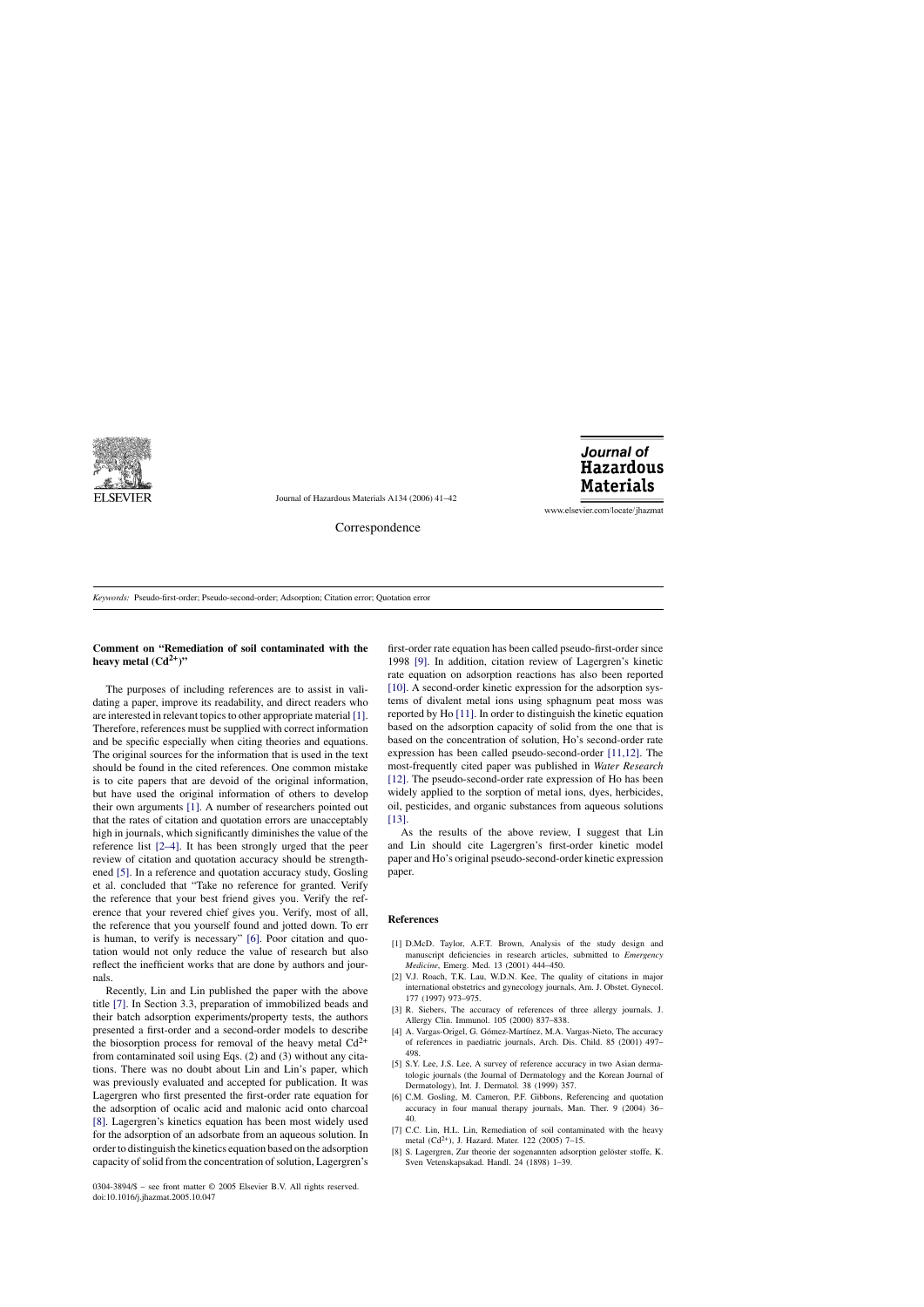Correspondence

*Keywords:* Pseudo-first-order; Pseudo-second-order; Adsorption; Citation error; Quotation error

## Comment on "Remediation of soil contaminated with the heavy metal ($Cd^{2+}$)"

The purposes of including references are to assist in validating a paper, improve its readability, and direct readers who are interested in relevant topics to other appropriate material [1]. Therefore, references must be supplied with correct information and be specific especially when citing theories and equations. The original sources for the information that is used in the text should be found in the cited references. One common mistake is to cite papers that are devoid of the original information, but have used the original information of others to develop their own arguments [1]. A number of researchers pointed out that the rates of citation and quotation errors are unacceptably high in journals, which significantly diminishes the value of the reference list [2–4]. It has been strongly urged that the peer review of citation and quotation accuracy should be strengthened [5]. In a reference and quotation accuracy study, Gosling et al. concluded that "Take no reference for granted. Verify the reference that your best friend gives you. Verify the reference that your revered chief gives you. Verify, most of all, the reference that you yourself found and jotted down. To err is human, to verify is necessary" [6]. Poor citation and quotation would not only reduce the value of research but also reflect the inefficient works that are done by authors and journals.

Recently, Lin and Lin published the paper with the above title [7]. In Section 3.3, preparation of immobilized beads and their batch adsorption experiments/property tests, the authors presented a first-order and a second-order models to describe the biosorption process for removal of the heavy metal $Cd^{2+}$ from contaminated soil using Eqs. (2) and (3) without any citations. There was no doubt about Lin and Lin's paper, which was previously evaluated and accepted for publication. It was Lagergren who first presented the first-order rate equation for the adsorption of ocalic acid and malonic acid onto charcoal [8]. Lagergren's kinetics equation has been most widely used for the adsorption of an adsorbate from an aqueous solution. In order to distinguish the kinetics equation based on the adsorption capacity of solid from the concentration of solution, Lagergren's first-order rate equation has been called pseudo-first-order since 1998 [9]. In addition, citation review of Lagergren's kinetic rate equation on adsorption reactions has also been reported [10]. A second-order kinetic expression for the adsorption systems of divalent metal ions using sphagnum peat moss was reported by Ho [11]. In order to distinguish the kinetic equation based on the adsorption capacity of solid from the one that is based on the concentration of solution, Ho's second-order rate expression has been called pseudo-second-order [11,12]. The most-frequently cited paper was published in *Water Research* [12]. The pseudo-second-order rate expression of Ho has been widely applied to the sorption of metal ions, dyes, herbicides, oil, pesticides, and organic substances from aqueous solutions [13].

As the results of the above review, I suggest that Lin and Lin should cite Lagergren's first-order kinetic model paper and Ho's original pseudo-second-order kinetic expression paper.

## References

[1] D.McD. Taylor, A.F.T. Brown, Analysis of the study design and manuscript deficiencies in research articles, submitted to *Emergency Medicine*, Emerg. Med. 13 (2001) 444–450.

[2] V.J. Roach, T.K. Lau, W.D.N. Kee, The quality of citations in major international obstetrics and gynecology journals, Am. J. Obstet. Gynecol. 177 (1997) 973–975.

[3] R. Siebers, The accuracy of references of three allergy journals, J. Allergy Clin. Immunol. 105 (2000) 837–838.

[4] A. Vargas-Origel, G. Gómez-Martínez, M.A. Vargas-Nieto, The accuracy of references in paediatric journals, Arch. Dis. Child. 85 (2001) 497–498.

[5] S.Y. Lee, J.S. Lee, A survey of reference accuracy in two Asian dermatologic journals (the Journal of Dermatology and the Korean Journal of Dermatology), Int. J. Dermatol. 38 (1999) 357.

[6] C.M. Gosling, M. Cameron, P.F. Gibbons, Referencing and quotation accuracy in four manual therapy journals, Man. Ther. 9 (2004) 36–40.

[7] C.C. Lin, H.L. Lin, Remediation of soil contaminated with the heavy metal ($Cd^{2+}$), J. Hazard. Mater. 122 (2005) 7–15.

[8] S. Lagergren, Zur theorie der sogenannten adsorption gelöster stoffe, K. Sven Vetenskapsakad. Handl. 24 (1898) 1–39.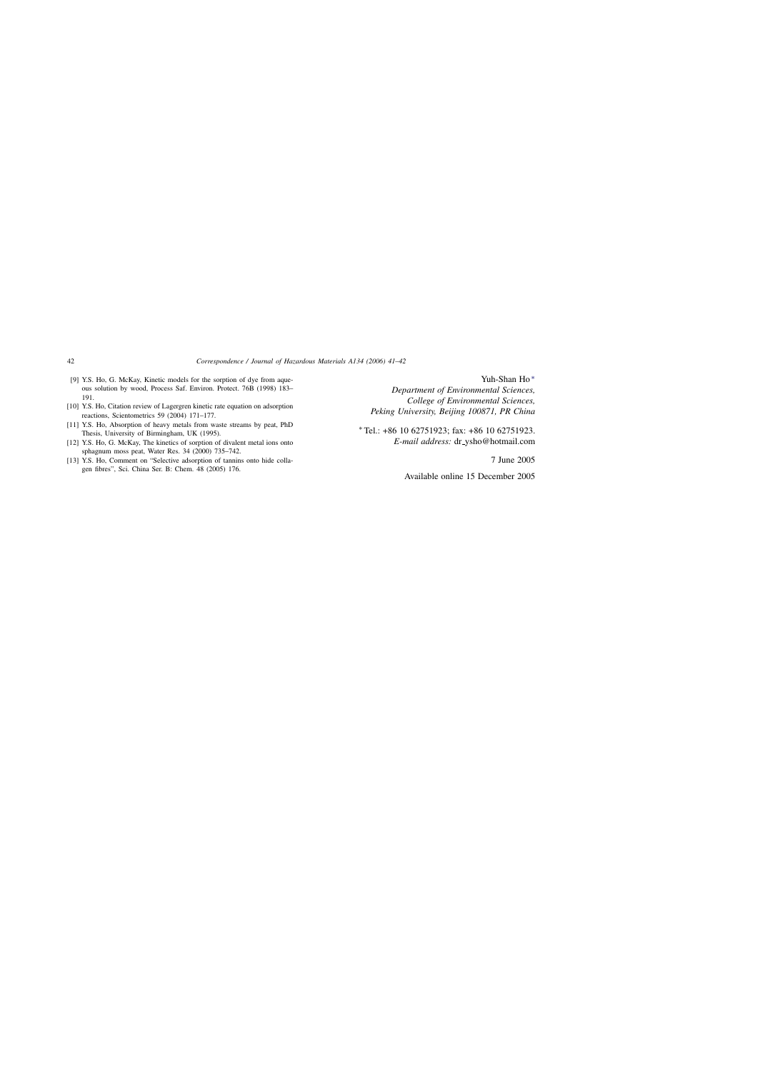[9] Y.S. Ho, G. McKay, Kinetic models for the sorption of dye from aqueous solution by wood, Process Saf. Environ. Protect. 76B (1998) 183–191.

[10] Y.S. Ho, Citation review of Lagergren kinetic rate equation on adsorption reactions, Scientometrics 59 (2004) 171–177.

[11] Y.S. Ho, Absorption of heavy metals from waste streams by peat, PhD Thesis, University of Birmingham, UK (1995).

[12] Y.S. Ho, G. McKay, The kinetics of sorption of divalent metal ions onto sphagnum moss peat, Water Res. 34 (2000) 735–742.

[13] Y.S. Ho, Comment on "Selective adsorption of tannins onto hide collagen fibres", Sci. China Ser. B: Chem. 48 (2005) 176.

Yuh-Shan Ho*

*Department of Environmental Sciences,*
*College of Environmental Sciences,*
*Peking University, Beijing 100871, PR China*

* Tel.: +86 10 62751923; fax: +86 10 62751923.
*E-mail address:* dr_ysho@hotmail.com

7 June 2005

Available online 15 December 2005